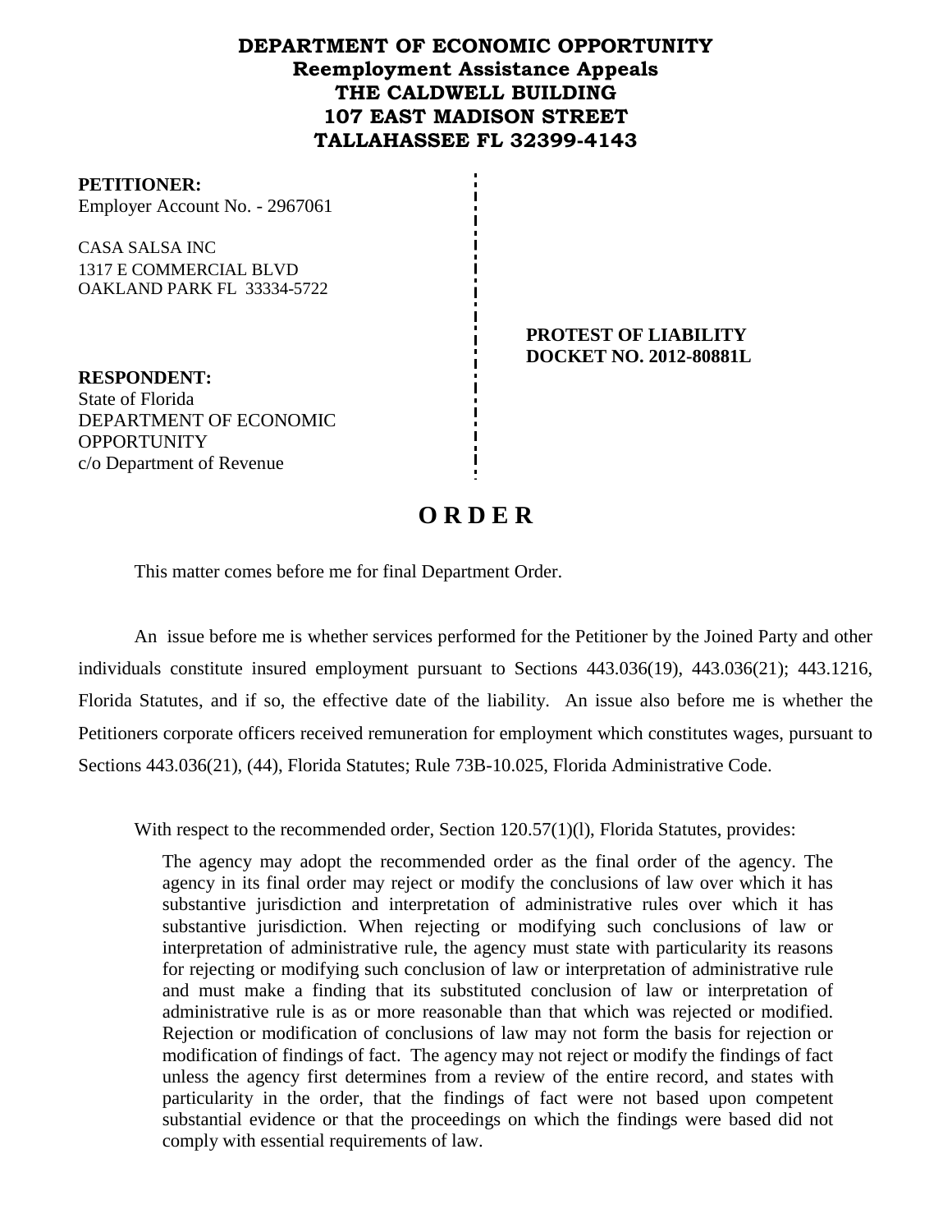# DEPARTMENT OF ECONOMIC OPPORTUNITY
## Reemployment Assistance Appeals
## THE CALDWELL BUILDING
## 107 EAST MADISON STREET
## TALLAHASSEE FL 32399-4143

**PETITIONER:**
Employer Account No. - 2967061

CASA SALSA INC
1317 E COMMERCIAL BLVD
OAKLAND PARK FL 33334-5722

**PROTEST OF LIABILITY**
**DOCKET NO. 2012-80881L**

**RESPONDENT:**
State of Florida
DEPARTMENT OF ECONOMIC OPPORTUNITY
c/o Department of Revenue

# O R D E R

This matter comes before me for final Department Order.

An issue before me is whether services performed for the Petitioner by the Joined Party and other individuals constitute insured employment pursuant to Sections 443.036(19), 443.036(21); 443.1216, Florida Statutes, and if so, the effective date of the liability. An issue also before me is whether the Petitioners corporate officers received remuneration for employment which constitutes wages, pursuant to Sections 443.036(21), (44), Florida Statutes; Rule 73B-10.025, Florida Administrative Code.

With respect to the recommended order, Section 120.57(1)(l), Florida Statutes, provides:

> The agency may adopt the recommended order as the final order of the agency. The agency in its final order may reject or modify the conclusions of law over which it has substantive jurisdiction and interpretation of administrative rules over which it has substantive jurisdiction. When rejecting or modifying such conclusions of law or interpretation of administrative rule, the agency must state with particularity its reasons for rejecting or modifying such conclusion of law or interpretation of administrative rule and must make a finding that its substituted conclusion of law or interpretation of administrative rule is as or more reasonable than that which was rejected or modified. Rejection or modification of conclusions of law may not form the basis for rejection or modification of findings of fact. The agency may not reject or modify the findings of fact unless the agency first determines from a review of the entire record, and states with particularity in the order, that the findings of fact were not based upon competent substantial evidence or that the proceedings on which the findings were based did not comply with essential requirements of law.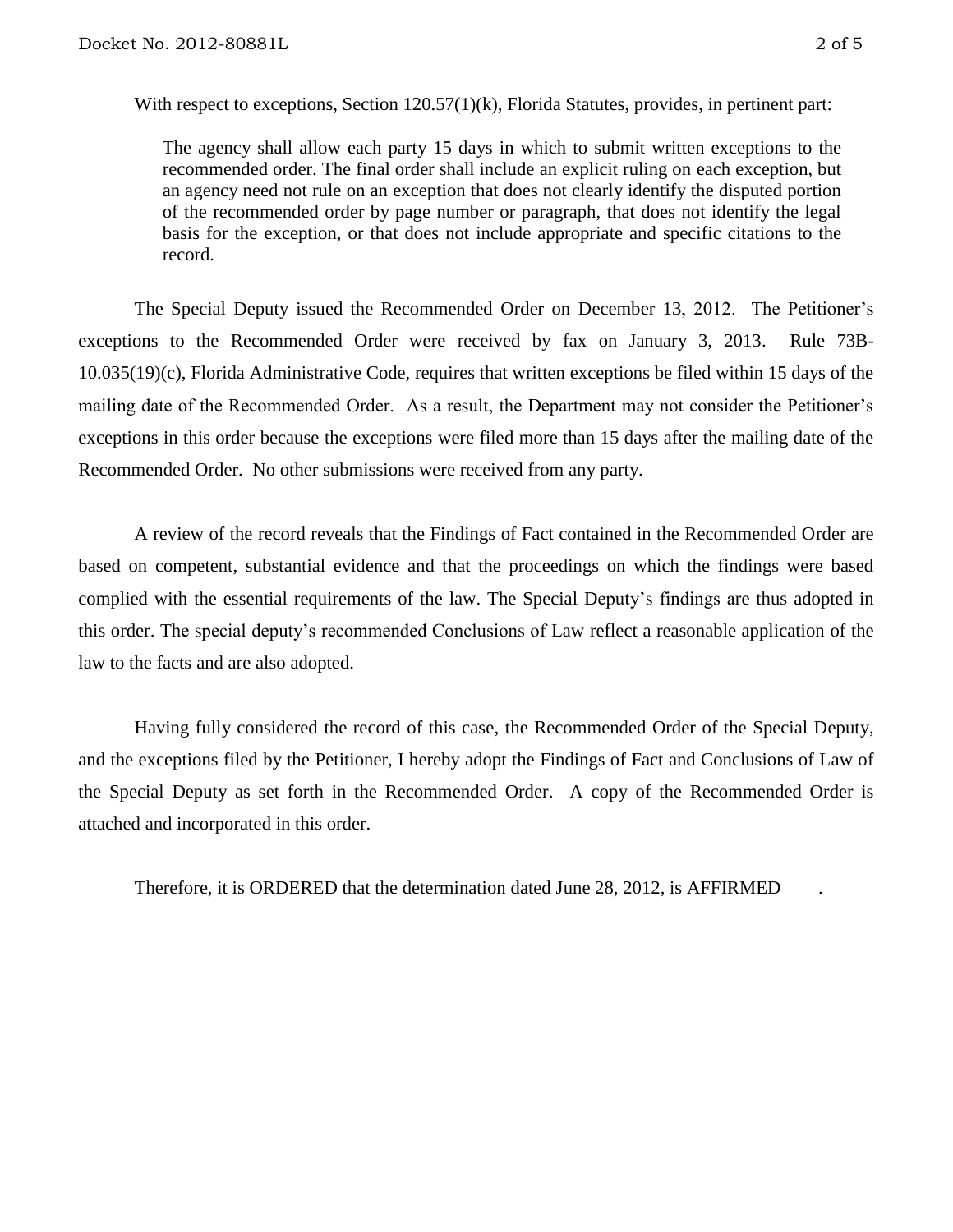With respect to exceptions, Section 120.57(1)(k), Florida Statutes, provides, in pertinent part:

> The agency shall allow each party 15 days in which to submit written exceptions to the recommended order. The final order shall include an explicit ruling on each exception, but an agency need not rule on an exception that does not clearly identify the disputed portion of the recommended order by page number or paragraph, that does not identify the legal basis for the exception, or that does not include appropriate and specific citations to the record.

The Special Deputy issued the Recommended Order on December 13, 2012. The Petitioner's exceptions to the Recommended Order were received by fax on January 3, 2013. Rule 73B-10.035(19)(c), Florida Administrative Code, requires that written exceptions be filed within 15 days of the mailing date of the Recommended Order. As a result, the Department may not consider the Petitioner's exceptions in this order because the exceptions were filed more than 15 days after the mailing date of the Recommended Order. No other submissions were received from any party.

A review of the record reveals that the Findings of Fact contained in the Recommended Order are based on competent, substantial evidence and that the proceedings on which the findings were based complied with the essential requirements of the law. The Special Deputy's findings are thus adopted in this order. The special deputy's recommended Conclusions of Law reflect a reasonable application of the law to the facts and are also adopted.

Having fully considered the record of this case, the Recommended Order of the Special Deputy, and the exceptions filed by the Petitioner, I hereby adopt the Findings of Fact and Conclusions of Law of the Special Deputy as set forth in the Recommended Order. A copy of the Recommended Order is attached and incorporated in this order.

Therefore, it is ORDERED that the determination dated June 28, 2012, is AFFIRMED .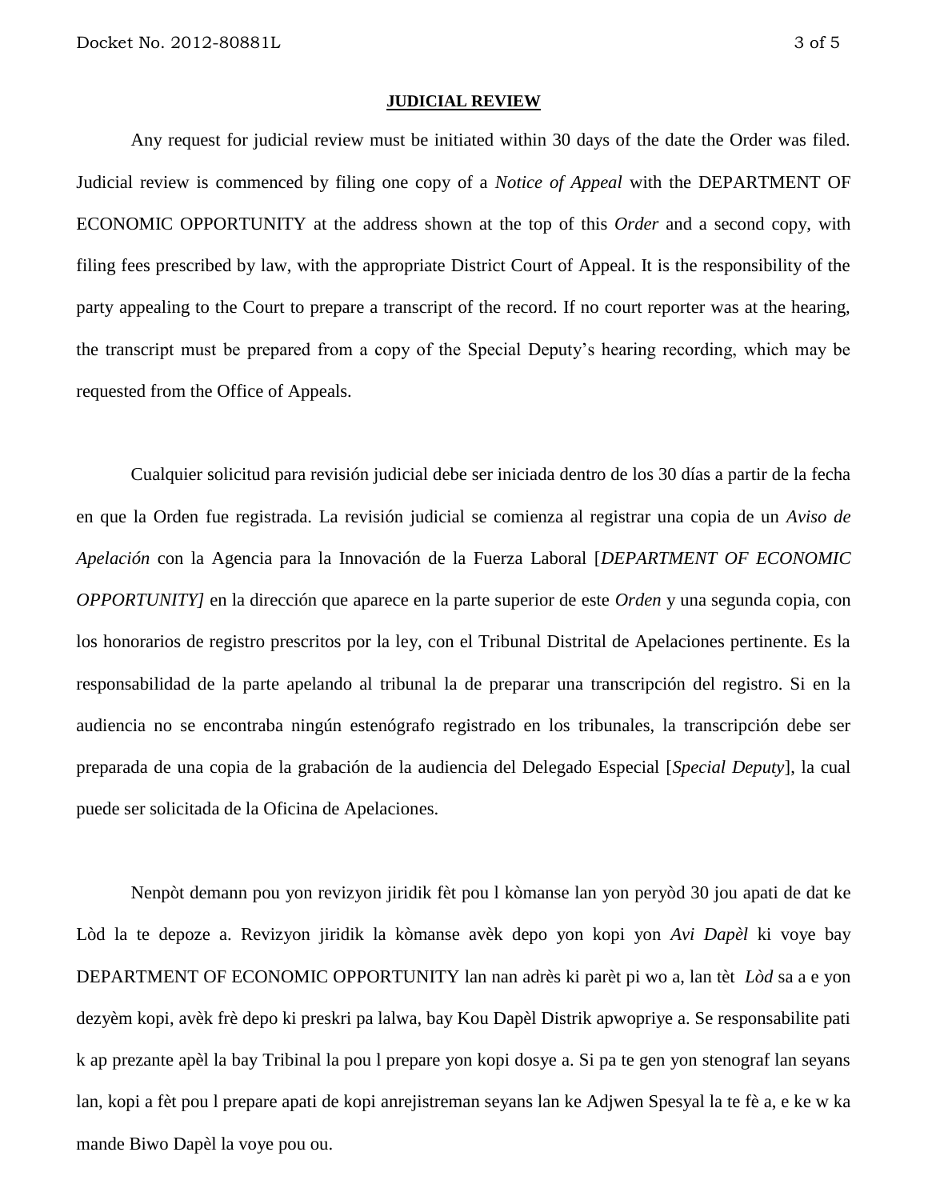## JUDICIAL REVIEW

Any request for judicial review must be initiated within 30 days of the date the Order was filed. Judicial review is commenced by filing one copy of a *Notice of Appeal* with the DEPARTMENT OF ECONOMIC OPPORTUNITY at the address shown at the top of this *Order* and a second copy, with filing fees prescribed by law, with the appropriate District Court of Appeal. It is the responsibility of the party appealing to the Court to prepare a transcript of the record. If no court reporter was at the hearing, the transcript must be prepared from a copy of the Special Deputy's hearing recording, which may be requested from the Office of Appeals.

Cualquier solicitud para revisión judicial debe ser iniciada dentro de los 30 días a partir de la fecha en que la Orden fue registrada. La revisión judicial se comienza al registrar una copia de un *Aviso de Apelación* con la Agencia para la Innovación de la Fuerza Laboral [*DEPARTMENT OF ECONOMIC OPPORTUNITY]* en la dirección que aparece en la parte superior de este *Orden* y una segunda copia, con los honorarios de registro prescritos por la ley, con el Tribunal Distrital de Apelaciones pertinente. Es la responsabilidad de la parte apelando al tribunal la de preparar una transcripción del registro. Si en la audiencia no se encontraba ningún estenógrafo registrado en los tribunales, la transcripción debe ser preparada de una copia de la grabación de la audiencia del Delegado Especial [*Special Deputy*], la cual puede ser solicitada de la Oficina de Apelaciones.

Nenpòt demann pou yon revizyon jiridik fèt pou l kòmanse lan yon peryòd 30 jou apati de dat ke Lòd la te depoze a. Revizyon jiridik la kòmanse avèk depo yon kopi yon *Avi Dapèl* ki voye bay DEPARTMENT OF ECONOMIC OPPORTUNITY lan nan adrès ki parèt pi wo a, lan tèt *Lòd* sa a e yon dezyèm kopi, avèk frè depo ki preskri pa lalwa, bay Kou Dapèl Distrik apwopriye a. Se responsabilite pati k ap prezante apèl la bay Tribinal la pou l prepare yon kopi dosye a. Si pa te gen yon stenograf lan seyans lan, kopi a fèt pou l prepare apati de kopi anrejistreman seyans lan ke Adjwen Spesyal la te fè a, e ke w ka mande Biwo Dapèl la voye pou ou.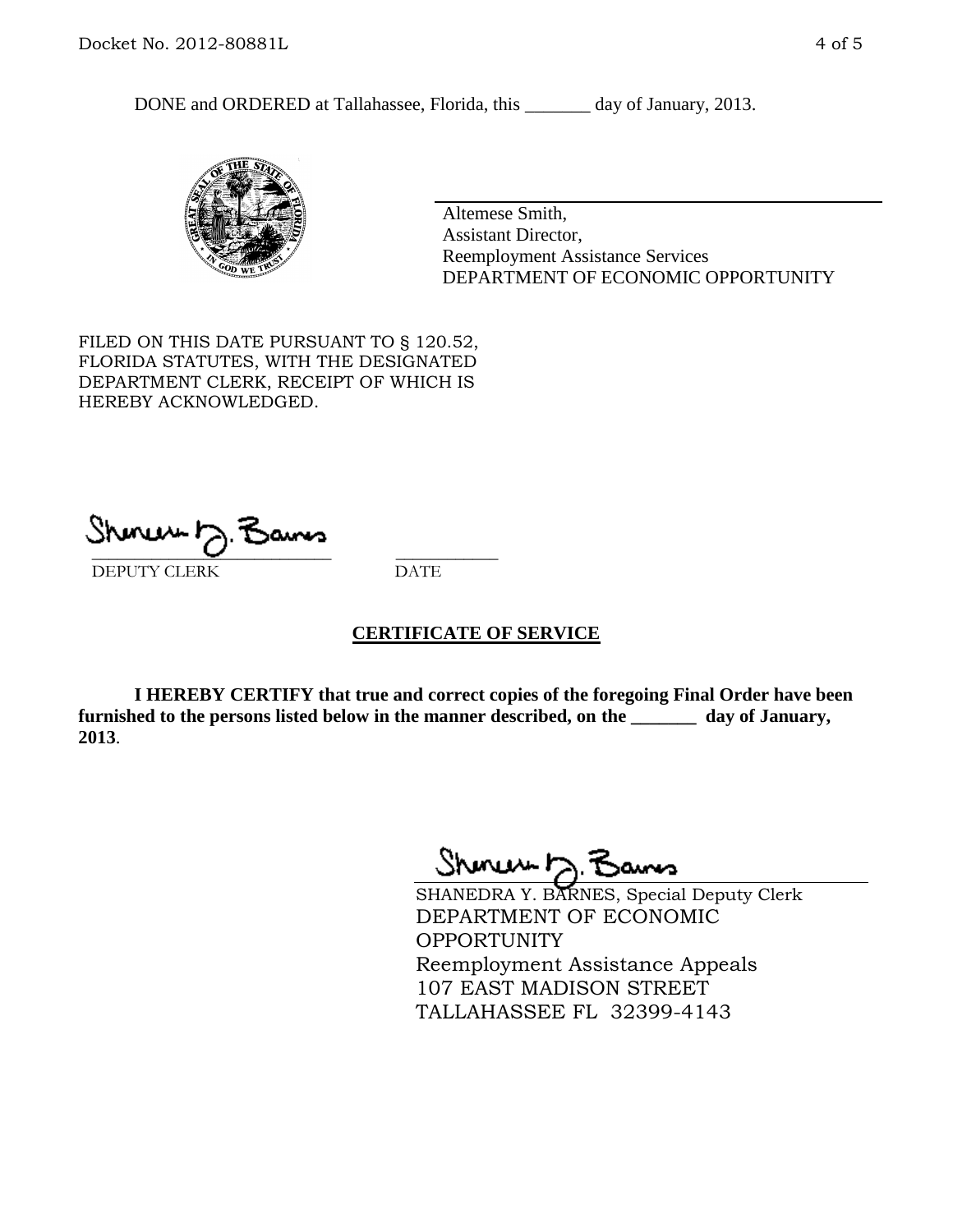DONE and ORDERED at Tallahassee, Florida, this _______ day of January, 2013.

Altemese Smith,
Assistant Director,
Reemployment Assistance Services
DEPARTMENT OF ECONOMIC OPPORTUNITY

FILED ON THIS DATE PURSUANT TO § 120.52, FLORIDA STATUTES, WITH THE DESIGNATED DEPARTMENT CLERK, RECEIPT OF WHICH IS HEREBY ACKNOWLEDGED.

_____________________________ ___________
DEPUTY CLERK DATE

**CERTIFICATE OF SERVICE**

**I HEREBY CERTIFY that true and correct copies of the foregoing Final Order have been furnished to the persons listed below in the manner described, on the _______ day of January, 2013**.

SHANEDRA Y. BARNES, Special Deputy Clerk
DEPARTMENT OF ECONOMIC OPPORTUNITY
Reemployment Assistance Appeals
107 EAST MADISON STREET
TALLAHASSEE FL 32399-4143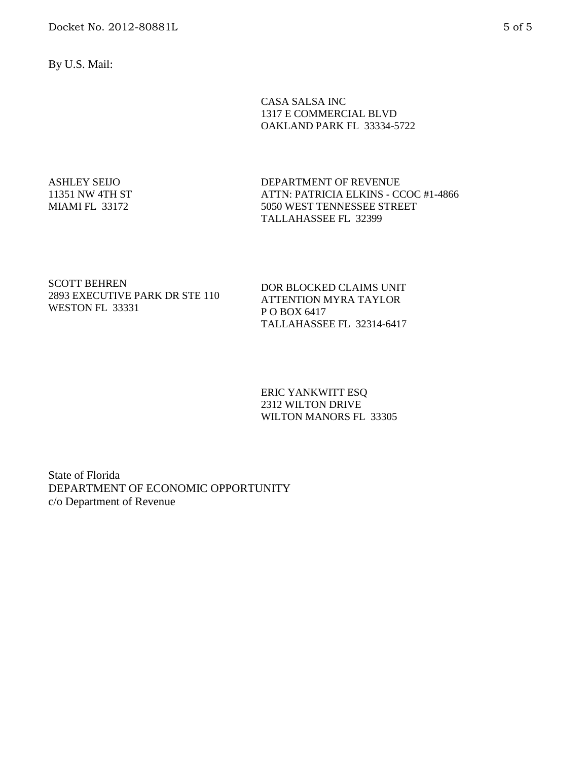By U.S. Mail:

CASA SALSA INC
1317 E COMMERCIAL BLVD
OAKLAND PARK FL 33334-5722

ASHLEY SEIJO
11351 NW 4TH ST
MIAMI FL 33172

DEPARTMENT OF REVENUE
ATTN: PATRICIA ELKINS - CCOC #1-4866
5050 WEST TENNESSEE STREET
TALLAHASSEE FL 32399

SCOTT BEHREN
2893 EXECUTIVE PARK DR STE 110
WESTON FL 33331

DOR BLOCKED CLAIMS UNIT
ATTENTION MYRA TAYLOR
P O BOX 6417
TALLAHASSEE FL 32314-6417

ERIC YANKWITT ESQ
2312 WILTON DRIVE
WILTON MANORS FL 33305

State of Florida
DEPARTMENT OF ECONOMIC OPPORTUNITY
c/o Department of Revenue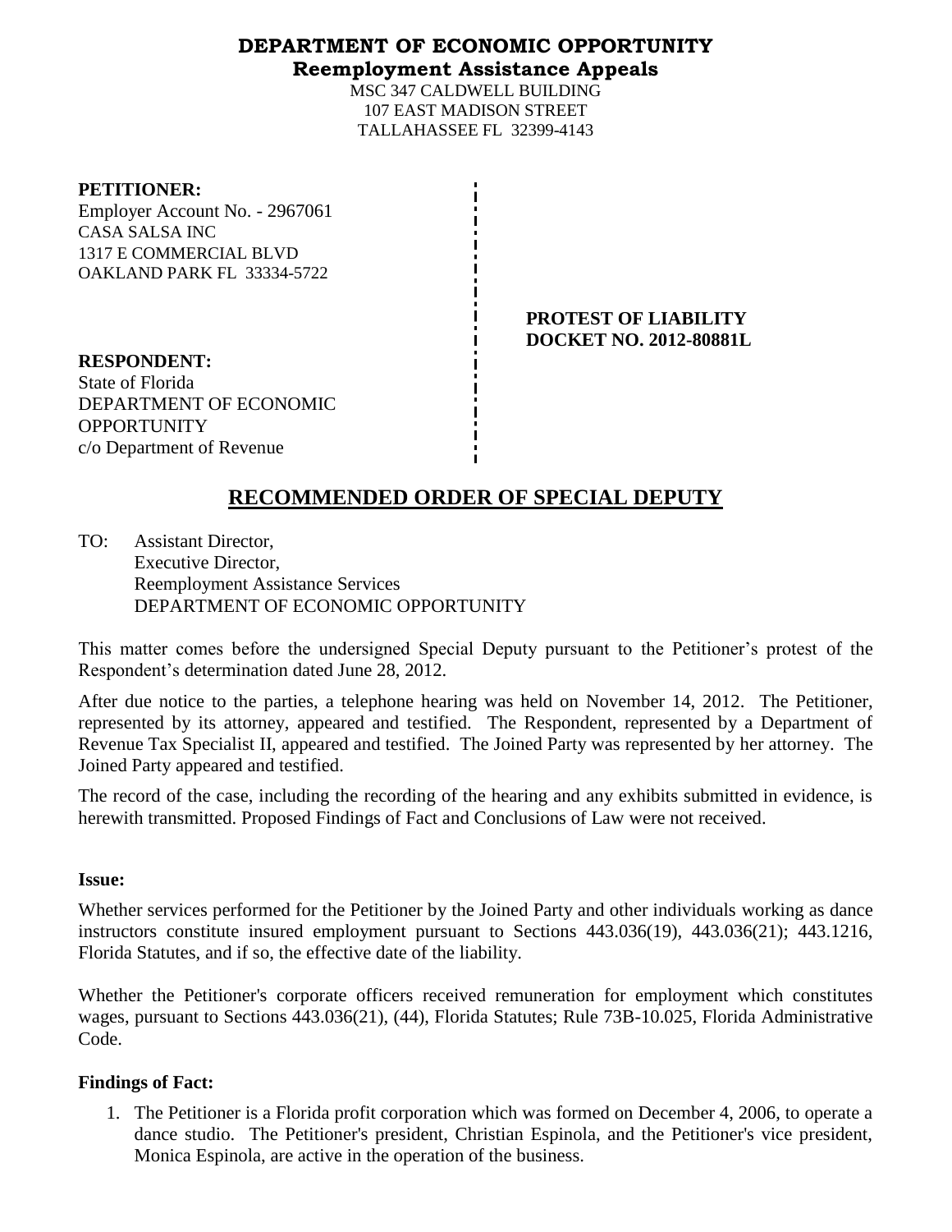**DEPARTMENT OF ECONOMIC OPPORTUNITY**
**Reemployment Assistance Appeals**

MSC 347 CALDWELL BUILDING
107 EAST MADISON STREET
TALLAHASSEE FL 32399-4143

**PETITIONER:**
Employer Account No. - 2967061
CASA SALSA INC
1317 E COMMERCIAL BLVD
OAKLAND PARK FL 33334-5722

**PROTEST OF LIABILITY**
**DOCKET NO. 2012-80881L**

**RESPONDENT:**
State of Florida
DEPARTMENT OF ECONOMIC OPPORTUNITY
c/o Department of Revenue

# RECOMMENDED ORDER OF SPECIAL DEPUTY

TO: Assistant Director,
Executive Director,
Reemployment Assistance Services
DEPARTMENT OF ECONOMIC OPPORTUNITY

This matter comes before the undersigned Special Deputy pursuant to the Petitioner's protest of the Respondent's determination dated June 28, 2012.

After due notice to the parties, a telephone hearing was held on November 14, 2012. The Petitioner, represented by its attorney, appeared and testified. The Respondent, represented by a Department of Revenue Tax Specialist II, appeared and testified. The Joined Party was represented by her attorney. The Joined Party appeared and testified.

The record of the case, including the recording of the hearing and any exhibits submitted in evidence, is herewith transmitted. Proposed Findings of Fact and Conclusions of Law were not received.

**Issue:**

Whether services performed for the Petitioner by the Joined Party and other individuals working as dance instructors constitute insured employment pursuant to Sections 443.036(19), 443.036(21); 443.1216, Florida Statutes, and if so, the effective date of the liability.

Whether the Petitioner's corporate officers received remuneration for employment which constitutes wages, pursuant to Sections 443.036(21), (44), Florida Statutes; Rule 73B-10.025, Florida Administrative Code.

**Findings of Fact:**

1. The Petitioner is a Florida profit corporation which was formed on December 4, 2006, to operate a dance studio. The Petitioner's president, Christian Espinola, and the Petitioner's vice president, Monica Espinola, are active in the operation of the business.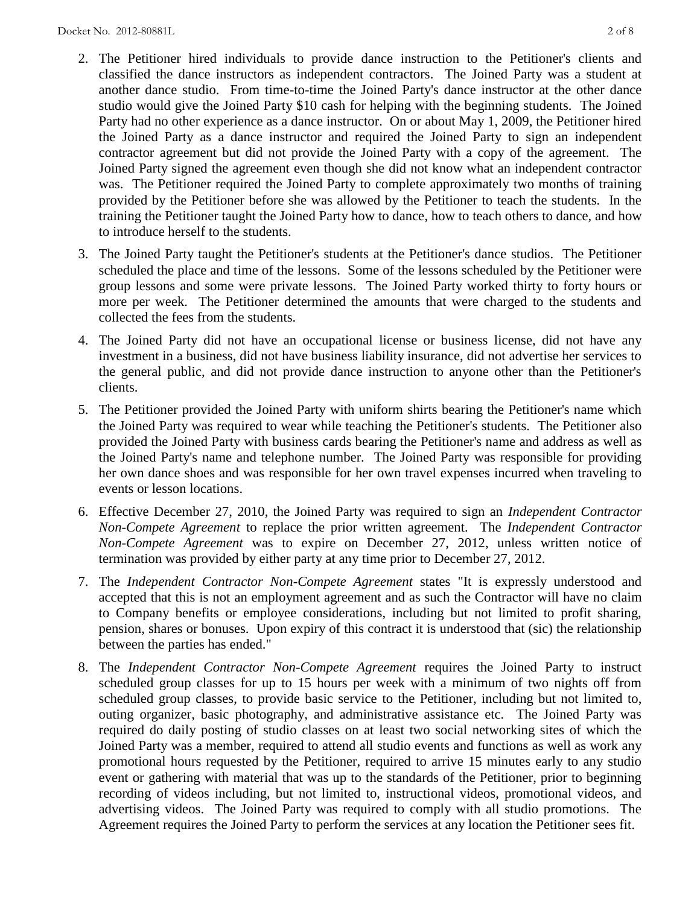2. The Petitioner hired individuals to provide dance instruction to the Petitioner's clients and classified the dance instructors as independent contractors. The Joined Party was a student at another dance studio. From time-to-time the Joined Party's dance instructor at the other dance studio would give the Joined Party $10 cash for helping with the beginning students. The Joined Party had no other experience as a dance instructor. On or about May 1, 2009, the Petitioner hired the Joined Party as a dance instructor and required the Joined Party to sign an independent contractor agreement but did not provide the Joined Party with a copy of the agreement. The Joined Party signed the agreement even though she did not know what an independent contractor was. The Petitioner required the Joined Party to complete approximately two months of training provided by the Petitioner before she was allowed by the Petitioner to teach the students. In the training the Petitioner taught the Joined Party how to dance, how to teach others to dance, and how to introduce herself to the students.

3. The Joined Party taught the Petitioner's students at the Petitioner's dance studios. The Petitioner scheduled the place and time of the lessons. Some of the lessons scheduled by the Petitioner were group lessons and some were private lessons. The Joined Party worked thirty to forty hours or more per week. The Petitioner determined the amounts that were charged to the students and collected the fees from the students.

4. The Joined Party did not have an occupational license or business license, did not have any investment in a business, did not have business liability insurance, did not advertise her services to the general public, and did not provide dance instruction to anyone other than the Petitioner's clients.

5. The Petitioner provided the Joined Party with uniform shirts bearing the Petitioner's name which the Joined Party was required to wear while teaching the Petitioner's students. The Petitioner also provided the Joined Party with business cards bearing the Petitioner's name and address as well as the Joined Party's name and telephone number. The Joined Party was responsible for providing her own dance shoes and was responsible for her own travel expenses incurred when traveling to events or lesson locations.

6. Effective December 27, 2010, the Joined Party was required to sign an *Independent Contractor Non-Compete Agreement* to replace the prior written agreement. The *Independent Contractor Non-Compete Agreement* was to expire on December 27, 2012, unless written notice of termination was provided by either party at any time prior to December 27, 2012.

7. The *Independent Contractor Non-Compete Agreement* states "It is expressly understood and accepted that this is not an employment agreement and as such the Contractor will have no claim to Company benefits or employee considerations, including but not limited to profit sharing, pension, shares or bonuses. Upon expiry of this contract it is understood that (sic) the relationship between the parties has ended."

8. The *Independent Contractor Non-Compete Agreement* requires the Joined Party to instruct scheduled group classes for up to 15 hours per week with a minimum of two nights off from scheduled group classes, to provide basic service to the Petitioner, including but not limited to, outing organizer, basic photography, and administrative assistance etc. The Joined Party was required do daily posting of studio classes on at least two social networking sites of which the Joined Party was a member, required to attend all studio events and functions as well as work any promotional hours requested by the Petitioner, required to arrive 15 minutes early to any studio event or gathering with material that was up to the standards of the Petitioner, prior to beginning recording of videos including, but not limited to, instructional videos, promotional videos, and advertising videos. The Joined Party was required to comply with all studio promotions. The Agreement requires the Joined Party to perform the services at any location the Petitioner sees fit.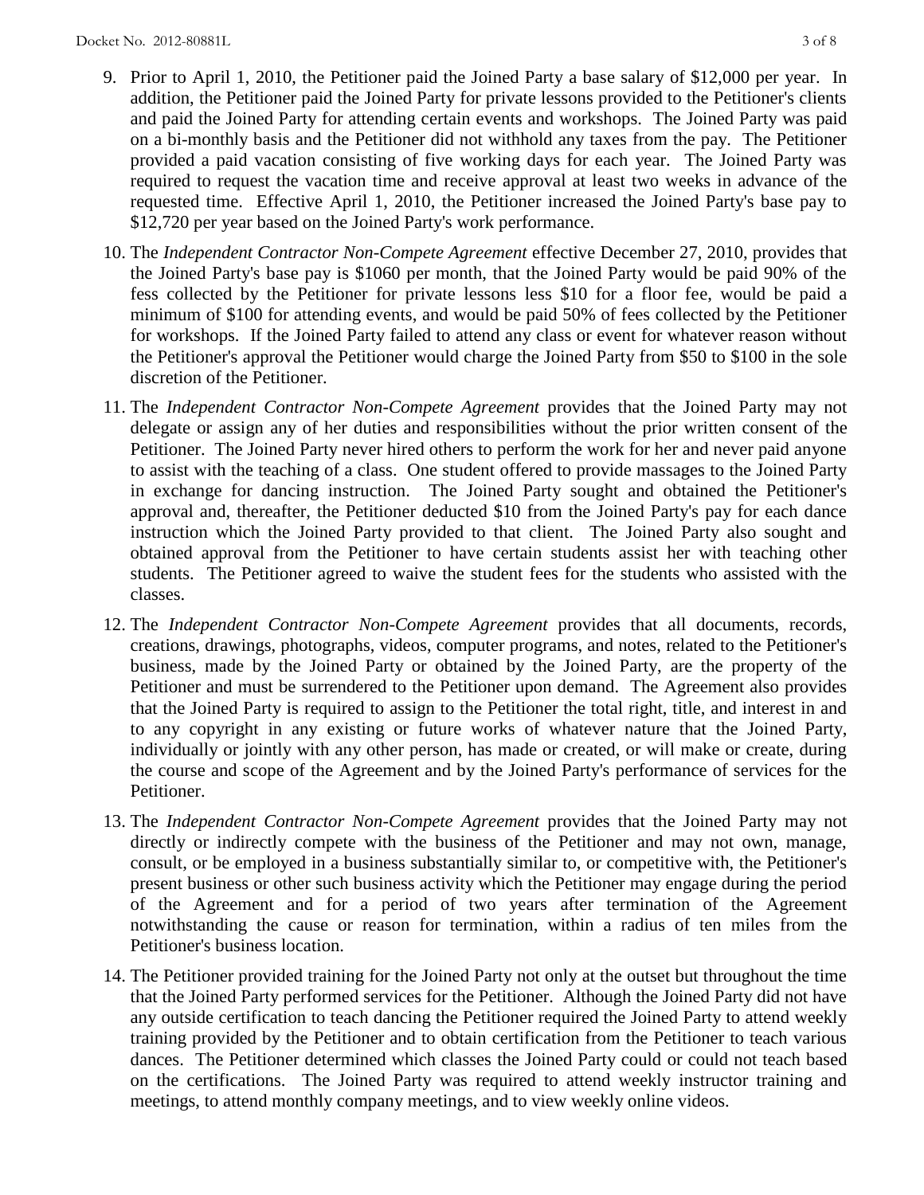9. Prior to April 1, 2010, the Petitioner paid the Joined Party a base salary of $12,000 per year. In addition, the Petitioner paid the Joined Party for private lessons provided to the Petitioner's clients and paid the Joined Party for attending certain events and workshops. The Joined Party was paid on a bi-monthly basis and the Petitioner did not withhold any taxes from the pay. The Petitioner provided a paid vacation consisting of five working days for each year. The Joined Party was required to request the vacation time and receive approval at least two weeks in advance of the requested time. Effective April 1, 2010, the Petitioner increased the Joined Party's base pay to $12,720 per year based on the Joined Party's work performance.

10. The *Independent Contractor Non-Compete Agreement* effective December 27, 2010, provides that the Joined Party's base pay is $1060 per month, that the Joined Party would be paid 90% of the fess collected by the Petitioner for private lessons less $10 for a floor fee, would be paid a minimum of $100 for attending events, and would be paid 50% of fees collected by the Petitioner for workshops. If the Joined Party failed to attend any class or event for whatever reason without the Petitioner's approval the Petitioner would charge the Joined Party from $50 to $100 in the sole discretion of the Petitioner.

11. The *Independent Contractor Non-Compete Agreement* provides that the Joined Party may not delegate or assign any of her duties and responsibilities without the prior written consent of the Petitioner. The Joined Party never hired others to perform the work for her and never paid anyone to assist with the teaching of a class. One student offered to provide massages to the Joined Party in exchange for dancing instruction. The Joined Party sought and obtained the Petitioner's approval and, thereafter, the Petitioner deducted $10 from the Joined Party's pay for each dance instruction which the Joined Party provided to that client. The Joined Party also sought and obtained approval from the Petitioner to have certain students assist her with teaching other students. The Petitioner agreed to waive the student fees for the students who assisted with the classes.

12. The *Independent Contractor Non-Compete Agreement* provides that all documents, records, creations, drawings, photographs, videos, computer programs, and notes, related to the Petitioner's business, made by the Joined Party or obtained by the Joined Party, are the property of the Petitioner and must be surrendered to the Petitioner upon demand. The Agreement also provides that the Joined Party is required to assign to the Petitioner the total right, title, and interest in and to any copyright in any existing or future works of whatever nature that the Joined Party, individually or jointly with any other person, has made or created, or will make or create, during the course and scope of the Agreement and by the Joined Party's performance of services for the Petitioner.

13. The *Independent Contractor Non-Compete Agreement* provides that the Joined Party may not directly or indirectly compete with the business of the Petitioner and may not own, manage, consult, or be employed in a business substantially similar to, or competitive with, the Petitioner's present business or other such business activity which the Petitioner may engage during the period of the Agreement and for a period of two years after termination of the Agreement notwithstanding the cause or reason for termination, within a radius of ten miles from the Petitioner's business location.

14. The Petitioner provided training for the Joined Party not only at the outset but throughout the time that the Joined Party performed services for the Petitioner. Although the Joined Party did not have any outside certification to teach dancing the Petitioner required the Joined Party to attend weekly training provided by the Petitioner and to obtain certification from the Petitioner to teach various dances. The Petitioner determined which classes the Joined Party could or could not teach based on the certifications. The Joined Party was required to attend weekly instructor training and meetings, to attend monthly company meetings, and to view weekly online videos.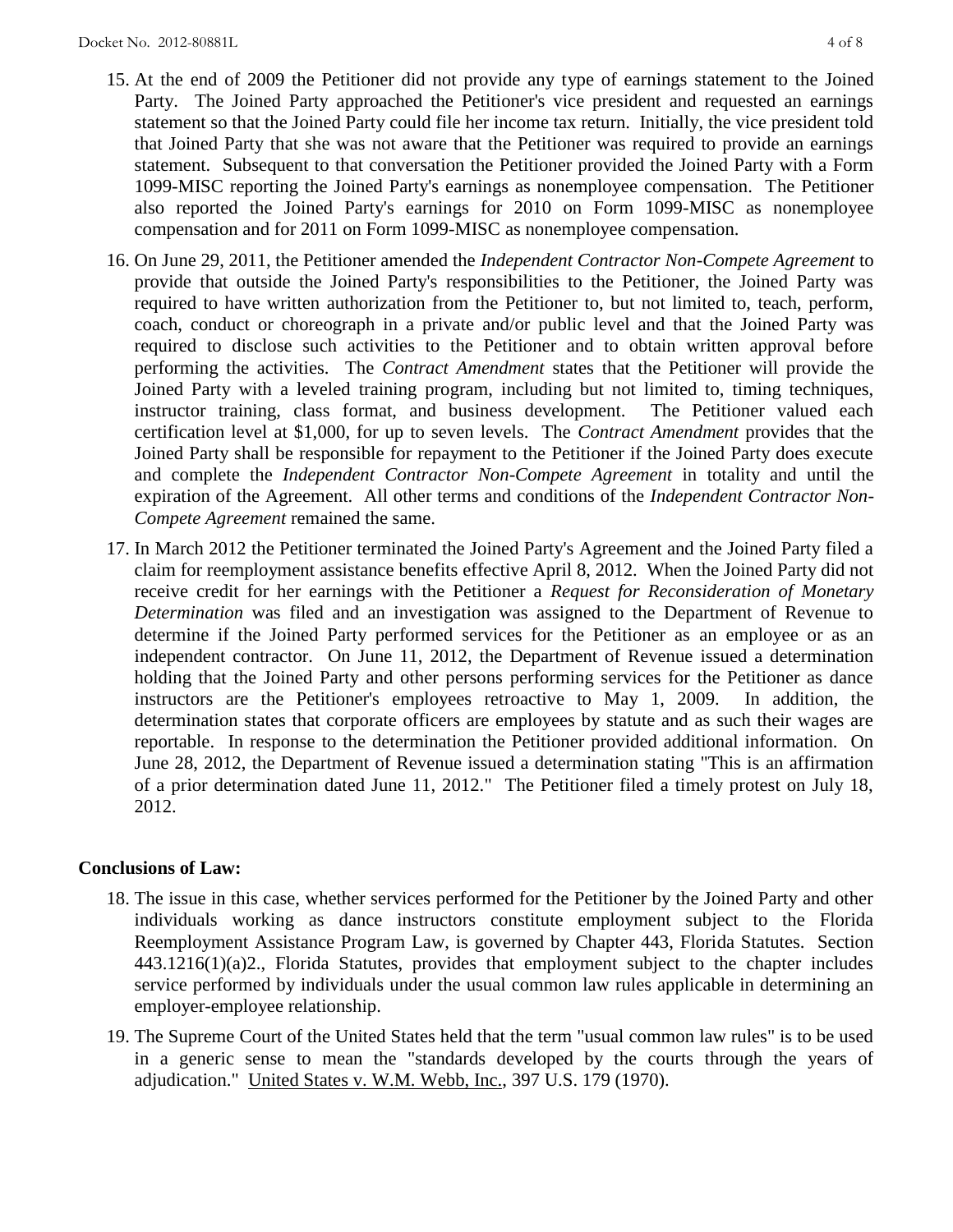15. At the end of 2009 the Petitioner did not provide any type of earnings statement to the Joined Party. The Joined Party approached the Petitioner's vice president and requested an earnings statement so that the Joined Party could file her income tax return. Initially, the vice president told that Joined Party that she was not aware that the Petitioner was required to provide an earnings statement. Subsequent to that conversation the Petitioner provided the Joined Party with a Form 1099-MISC reporting the Joined Party's earnings as nonemployee compensation. The Petitioner also reported the Joined Party's earnings for 2010 on Form 1099-MISC as nonemployee compensation and for 2011 on Form 1099-MISC as nonemployee compensation.

16. On June 29, 2011, the Petitioner amended the *Independent Contractor Non-Compete Agreement* to provide that outside the Joined Party's responsibilities to the Petitioner, the Joined Party was required to have written authorization from the Petitioner to, but not limited to, teach, perform, coach, conduct or choreograph in a private and/or public level and that the Joined Party was required to disclose such activities to the Petitioner and to obtain written approval before performing the activities. The *Contract Amendment* states that the Petitioner will provide the Joined Party with a leveled training program, including but not limited to, timing techniques, instructor training, class format, and business development. The Petitioner valued each certification level at $1,000, for up to seven levels. The *Contract Amendment* provides that the Joined Party shall be responsible for repayment to the Petitioner if the Joined Party does execute and complete the *Independent Contractor Non-Compete Agreement* in totality and until the expiration of the Agreement. All other terms and conditions of the *Independent Contractor Non-Compete Agreement* remained the same.

17. In March 2012 the Petitioner terminated the Joined Party's Agreement and the Joined Party filed a claim for reemployment assistance benefits effective April 8, 2012. When the Joined Party did not receive credit for her earnings with the Petitioner a *Request for Reconsideration of Monetary Determination* was filed and an investigation was assigned to the Department of Revenue to determine if the Joined Party performed services for the Petitioner as an employee or as an independent contractor. On June 11, 2012, the Department of Revenue issued a determination holding that the Joined Party and other persons performing services for the Petitioner as dance instructors are the Petitioner's employees retroactive to May 1, 2009. In addition, the determination states that corporate officers are employees by statute and as such their wages are reportable. In response to the determination the Petitioner provided additional information. On June 28, 2012, the Department of Revenue issued a determination stating "This is an affirmation of a prior determination dated June 11, 2012." The Petitioner filed a timely protest on July 18, 2012.

**Conclusions of Law:**

18. The issue in this case, whether services performed for the Petitioner by the Joined Party and other individuals working as dance instructors constitute employment subject to the Florida Reemployment Assistance Program Law, is governed by Chapter 443, Florida Statutes. Section 443.1216(1)(a)2., Florida Statutes, provides that employment subject to the chapter includes service performed by individuals under the usual common law rules applicable in determining an employer-employee relationship.

19. The Supreme Court of the United States held that the term "usual common law rules" is to be used in a generic sense to mean the "standards developed by the courts through the years of adjudication." United States v. W.M. Webb, Inc., 397 U.S. 179 (1970).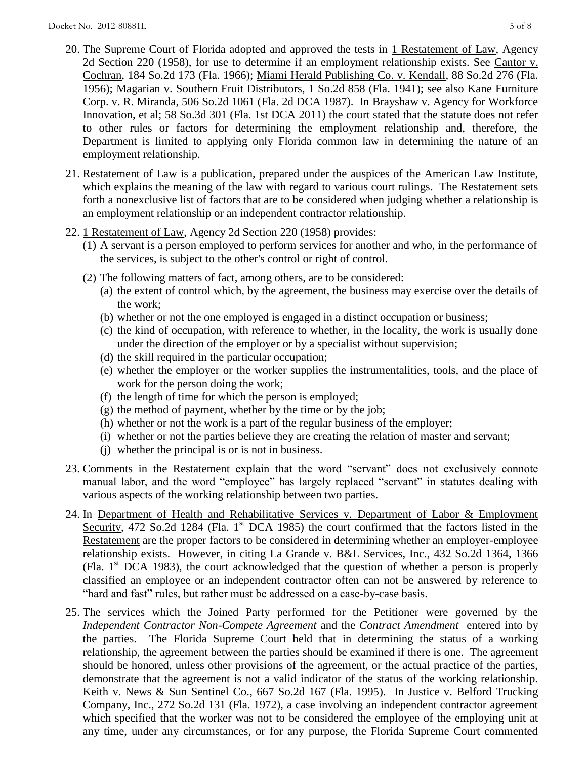20. The Supreme Court of Florida adopted and approved the tests in 1 Restatement of Law, Agency 2d Section 220 (1958), for use to determine if an employment relationship exists. See Cantor v. Cochran, 184 So.2d 173 (Fla. 1966); Miami Herald Publishing Co. v. Kendall, 88 So.2d 276 (Fla. 1956); Magarian v. Southern Fruit Distributors, 1 So.2d 858 (Fla. 1941); see also Kane Furniture Corp. v. R. Miranda, 506 So.2d 1061 (Fla. 2d DCA 1987). In Brayshaw v. Agency for Workforce Innovation, et al; 58 So.3d 301 (Fla. 1st DCA 2011) the court stated that the statute does not refer to other rules or factors for determining the employment relationship and, therefore, the Department is limited to applying only Florida common law in determining the nature of an employment relationship.

21. Restatement of Law is a publication, prepared under the auspices of the American Law Institute, which explains the meaning of the law with regard to various court rulings. The Restatement sets forth a nonexclusive list of factors that are to be considered when judging whether a relationship is an employment relationship or an independent contractor relationship.

22. 1 Restatement of Law, Agency 2d Section 220 (1958) provides:
    (1) A servant is a person employed to perform services for another and who, in the performance of the services, is subject to the other's control or right of control.
    (2) The following matters of fact, among others, are to be considered:
        (a) the extent of control which, by the agreement, the business may exercise over the details of the work;
        (b) whether or not the one employed is engaged in a distinct occupation or business;
        (c) the kind of occupation, with reference to whether, in the locality, the work is usually done under the direction of the employer or by a specialist without supervision;
        (d) the skill required in the particular occupation;
        (e) whether the employer or the worker supplies the instrumentalities, tools, and the place of work for the person doing the work;
        (f) the length of time for which the person is employed;
        (g) the method of payment, whether by the time or by the job;
        (h) whether or not the work is a part of the regular business of the employer;
        (i) whether or not the parties believe they are creating the relation of master and servant;
        (j) whether the principal is or is not in business.

23. Comments in the Restatement explain that the word "servant" does not exclusively connote manual labor, and the word "employee" has largely replaced "servant" in statutes dealing with various aspects of the working relationship between two parties.

24. In Department of Health and Rehabilitative Services v. Department of Labor & Employment Security, 472 So.2d 1284 (Fla. 1st DCA 1985) the court confirmed that the factors listed in the Restatement are the proper factors to be considered in determining whether an employer-employee relationship exists. However, in citing La Grande v. B&L Services, Inc., 432 So.2d 1364, 1366 (Fla. 1st DCA 1983), the court acknowledged that the question of whether a person is properly classified an employee or an independent contractor often can not be answered by reference to "hard and fast" rules, but rather must be addressed on a case-by-case basis.

25. The services which the Joined Party performed for the Petitioner were governed by the *Independent Contractor Non-Compete Agreement* and the *Contract Amendment* entered into by the parties. The Florida Supreme Court held that in determining the status of a working relationship, the agreement between the parties should be examined if there is one. The agreement should be honored, unless other provisions of the agreement, or the actual practice of the parties, demonstrate that the agreement is not a valid indicator of the status of the working relationship. Keith v. News & Sun Sentinel Co., 667 So.2d 167 (Fla. 1995). In Justice v. Belford Trucking Company, Inc., 272 So.2d 131 (Fla. 1972), a case involving an independent contractor agreement which specified that the worker was not to be considered the employee of the employing unit at any time, under any circumstances, or for any purpose, the Florida Supreme Court commented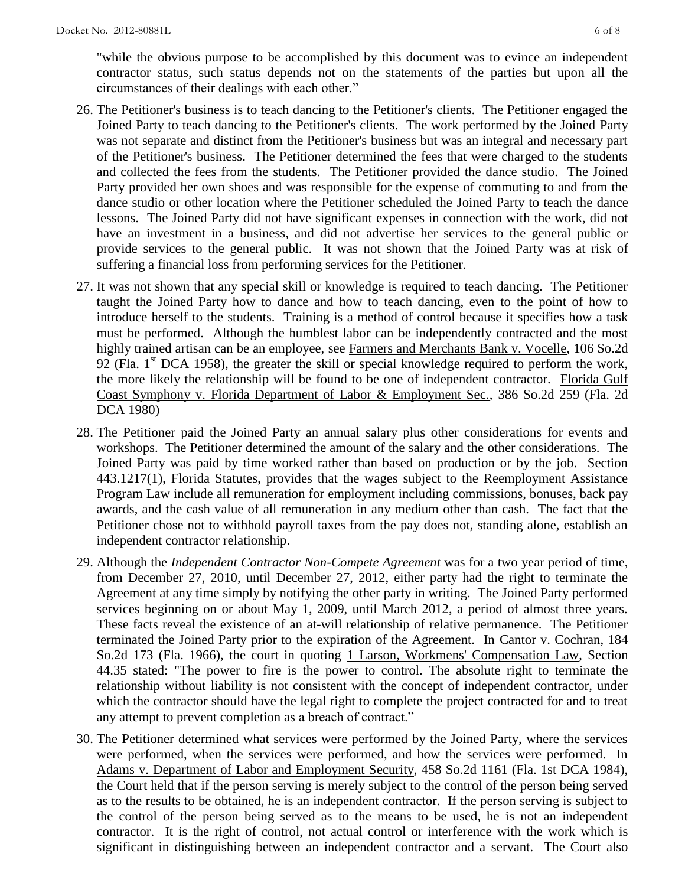"while the obvious purpose to be accomplished by this document was to evince an independent contractor status, such status depends not on the statements of the parties but upon all the circumstances of their dealings with each other."

26. The Petitioner's business is to teach dancing to the Petitioner's clients. The Petitioner engaged the Joined Party to teach dancing to the Petitioner's clients. The work performed by the Joined Party was not separate and distinct from the Petitioner's business but was an integral and necessary part of the Petitioner's business. The Petitioner determined the fees that were charged to the students and collected the fees from the students. The Petitioner provided the dance studio. The Joined Party provided her own shoes and was responsible for the expense of commuting to and from the dance studio or other location where the Petitioner scheduled the Joined Party to teach the dance lessons. The Joined Party did not have significant expenses in connection with the work, did not have an investment in a business, and did not advertise her services to the general public or provide services to the general public. It was not shown that the Joined Party was at risk of suffering a financial loss from performing services for the Petitioner.

27. It was not shown that any special skill or knowledge is required to teach dancing. The Petitioner taught the Joined Party how to dance and how to teach dancing, even to the point of how to introduce herself to the students. Training is a method of control because it specifies how a task must be performed. Although the humblest labor can be independently contracted and the most highly trained artisan can be an employee, see Farmers and Merchants Bank v. Vocelle, 106 So.2d 92 (Fla. 1st DCA 1958), the greater the skill or special knowledge required to perform the work, the more likely the relationship will be found to be one of independent contractor. Florida Gulf Coast Symphony v. Florida Department of Labor & Employment Sec., 386 So.2d 259 (Fla. 2d DCA 1980)

28. The Petitioner paid the Joined Party an annual salary plus other considerations for events and workshops. The Petitioner determined the amount of the salary and the other considerations. The Joined Party was paid by time worked rather than based on production or by the job. Section 443.1217(1), Florida Statutes, provides that the wages subject to the Reemployment Assistance Program Law include all remuneration for employment including commissions, bonuses, back pay awards, and the cash value of all remuneration in any medium other than cash. The fact that the Petitioner chose not to withhold payroll taxes from the pay does not, standing alone, establish an independent contractor relationship.

29. Although the *Independent Contractor Non-Compete Agreement* was for a two year period of time, from December 27, 2010, until December 27, 2012, either party had the right to terminate the Agreement at any time simply by notifying the other party in writing. The Joined Party performed services beginning on or about May 1, 2009, until March 2012, a period of almost three years. These facts reveal the existence of an at-will relationship of relative permanence. The Petitioner terminated the Joined Party prior to the expiration of the Agreement. In Cantor v. Cochran, 184 So.2d 173 (Fla. 1966), the court in quoting 1 Larson, Workmens' Compensation Law, Section 44.35 stated: "The power to fire is the power to control. The absolute right to terminate the relationship without liability is not consistent with the concept of independent contractor, under which the contractor should have the legal right to complete the project contracted for and to treat any attempt to prevent completion as a breach of contract."

30. The Petitioner determined what services were performed by the Joined Party, where the services were performed, when the services were performed, and how the services were performed. In Adams v. Department of Labor and Employment Security, 458 So.2d 1161 (Fla. 1st DCA 1984), the Court held that if the person serving is merely subject to the control of the person being served as to the results to be obtained, he is an independent contractor. If the person serving is subject to the control of the person being served as to the means to be used, he is not an independent contractor. It is the right of control, not actual control or interference with the work which is significant in distinguishing between an independent contractor and a servant. The Court also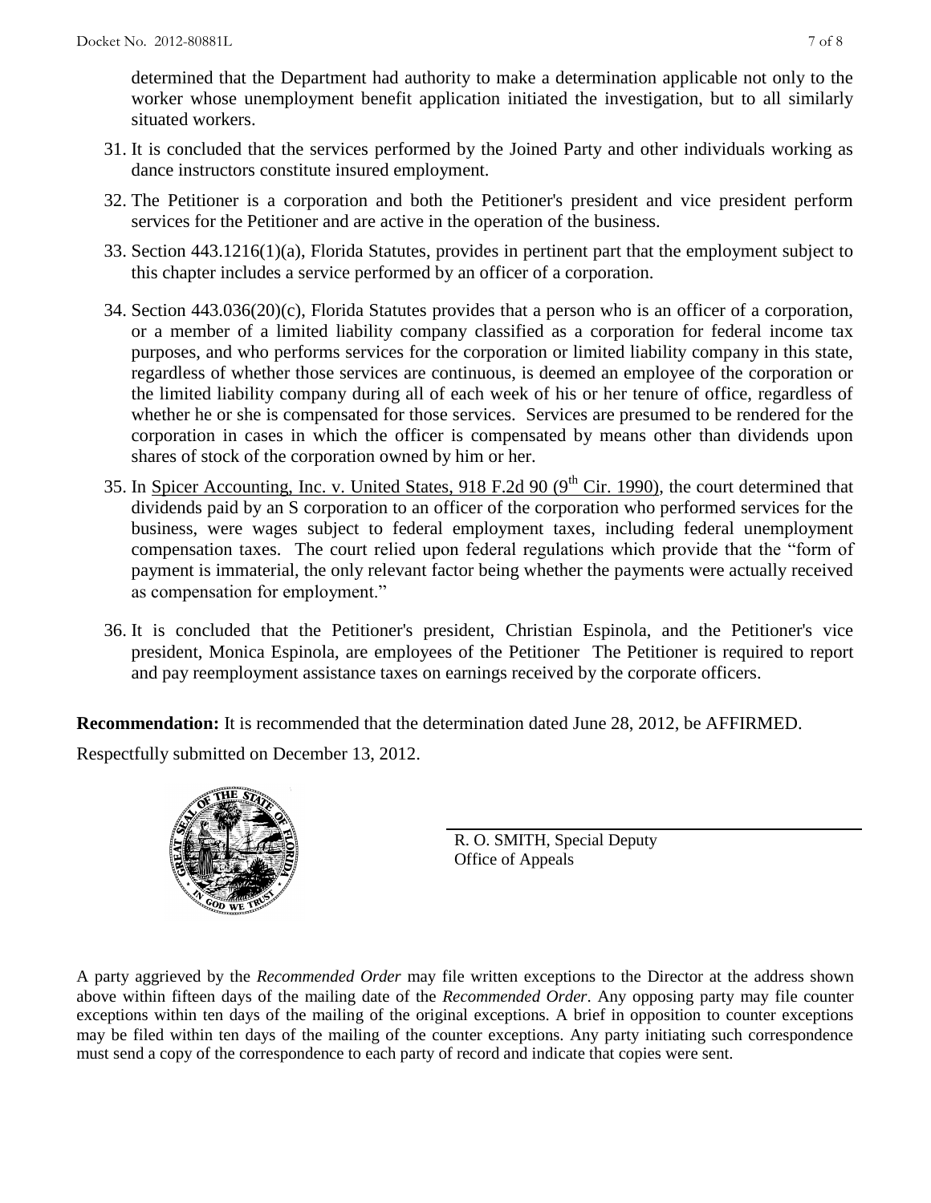determined that the Department had authority to make a determination applicable not only to the worker whose unemployment benefit application initiated the investigation, but to all similarly situated workers.

31. It is concluded that the services performed by the Joined Party and other individuals working as dance instructors constitute insured employment.
32. The Petitioner is a corporation and both the Petitioner's president and vice president perform services for the Petitioner and are active in the operation of the business.
33. Section 443.1216(1)(a), Florida Statutes, provides in pertinent part that the employment subject to this chapter includes a service performed by an officer of a corporation.
34. Section 443.036(20)(c), Florida Statutes provides that a person who is an officer of a corporation, or a member of a limited liability company classified as a corporation for federal income tax purposes, and who performs services for the corporation or limited liability company in this state, regardless of whether those services are continuous, is deemed an employee of the corporation or the limited liability company during all of each week of his or her tenure of office, regardless of whether he or she is compensated for those services. Services are presumed to be rendered for the corporation in cases in which the officer is compensated by means other than dividends upon shares of stock of the corporation owned by him or her.
35. In Spicer Accounting, Inc. v. United States, 918 F.2d 90 (9th Cir. 1990), the court determined that dividends paid by an S corporation to an officer of the corporation who performed services for the business, were wages subject to federal employment taxes, including federal unemployment compensation taxes. The court relied upon federal regulations which provide that the "form of payment is immaterial, the only relevant factor being whether the payments were actually received as compensation for employment."
36. It is concluded that the Petitioner's president, Christian Espinola, and the Petitioner's vice president, Monica Espinola, are employees of the Petitioner The Petitioner is required to report and pay reemployment assistance taxes on earnings received by the corporate officers.

**Recommendation:** It is recommended that the determination dated June 28, 2012, be AFFIRMED.

Respectfully submitted on December 13, 2012.

R. O. SMITH, Special Deputy
Office of Appeals

A party aggrieved by the *Recommended Order* may file written exceptions to the Director at the address shown above within fifteen days of the mailing date of the *Recommended Order*. Any opposing party may file counter exceptions within ten days of the mailing of the original exceptions. A brief in opposition to counter exceptions may be filed within ten days of the mailing of the counter exceptions. Any party initiating such correspondence must send a copy of the correspondence to each party of record and indicate that copies were sent.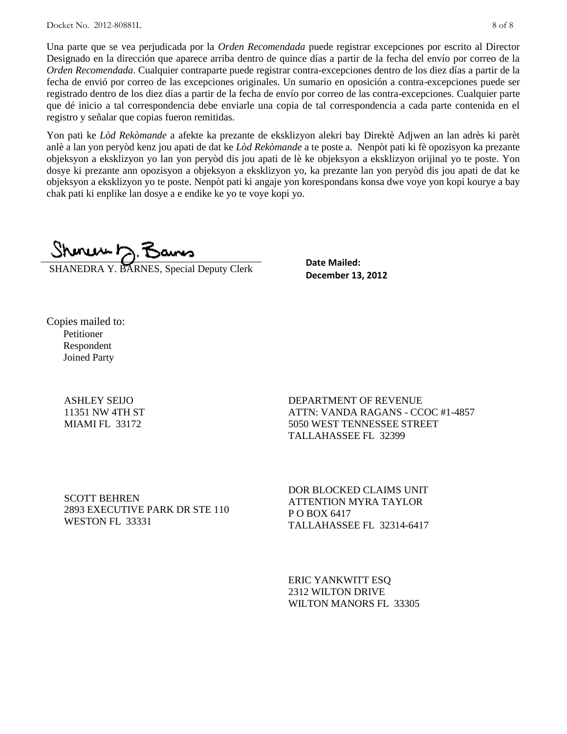Una parte que se vea perjudicada por la *Orden Recomendada* puede registrar excepciones por escrito al Director Designado en la dirección que aparece arriba dentro de quince días a partir de la fecha del envío por correo de la *Orden Recomendada*. Cualquier contraparte puede registrar contra-excepciones dentro de los diez días a partir de la fecha de envió por correo de las excepciones originales. Un sumario en oposición a contra-excepciones puede ser registrado dentro de los diez días a partir de la fecha de envío por correo de las contra-excepciones. Cualquier parte que dé inicio a tal correspondencia debe enviarle una copia de tal correspondencia a cada parte contenida en el registro y señalar que copias fueron remitidas.

Yon pati ke *Lòd Rekòmande* a afekte ka prezante de eksklizyon alekri bay Direktè Adjwen an lan adrès ki parèt anlè a lan yon peryòd kenz jou apati de dat ke *Lòd Rekòmande* a te poste a. Nenpòt pati ki fè opozisyon ka prezante objeksyon a eksklizyon yo lan yon peryòd dis jou apati de lè ke objeksyon a eksklizyon orijinal yo te poste. Yon dosye ki prezante ann opozisyon a objeksyon a eksklizyon yo, ka prezante lan yon peryòd dis jou apati de dat ke objeksyon a eksklizyon yo te poste. Nenpòt pati ki angaje yon korespondans konsa dwe voye yon kopi kourye a bay chak pati ki enplike lan dosye a e endike ke yo te voye kopi yo.

SHANEDRA Y. BARNES, Special Deputy Clerk

**Date Mailed:**
**December 13, 2012**

Copies mailed to:
Petitioner
Respondent
Joined Party

ASHLEY SEIJO
11351 NW 4TH ST
MIAMI FL 33172

DEPARTMENT OF REVENUE
ATTN: VANDA RAGANS - CCOC #1-4857
5050 WEST TENNESSEE STREET
TALLAHASSEE FL 32399

SCOTT BEHREN
2893 EXECUTIVE PARK DR STE 110
WESTON FL 33331

DOR BLOCKED CLAIMS UNIT
ATTENTION MYRA TAYLOR
P O BOX 6417
TALLAHASSEE FL 32314-6417

ERIC YANKWITT ESQ
2312 WILTON DRIVE
WILTON MANORS FL 33305